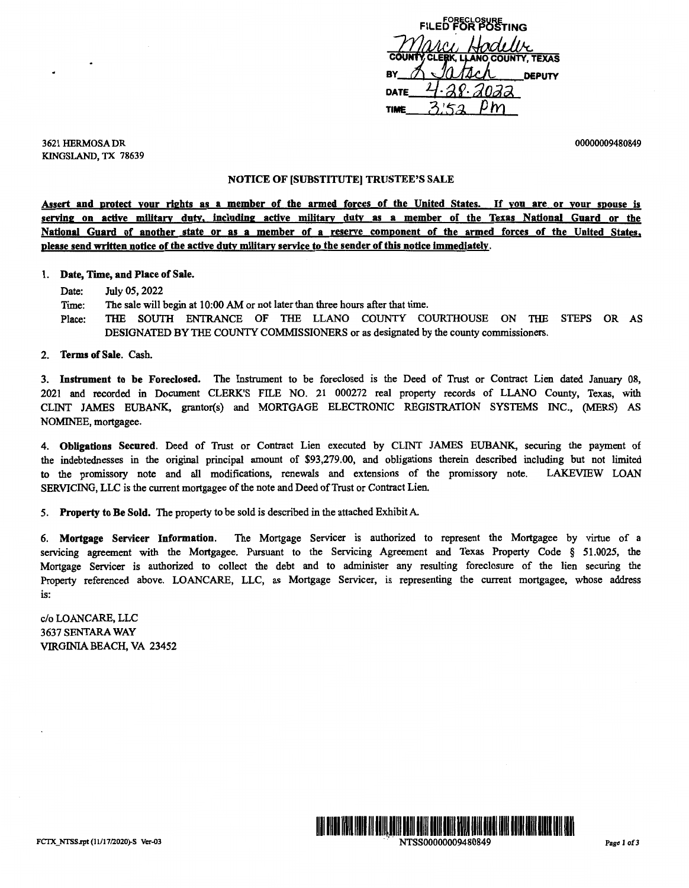FORECLOSURE
FILED FOR POSTING

Marci Hodeller
COUNTY CLERK, LLANO COUNTY, TEXAS
BY L Jatsch DEPUTY
DATE 4-28-2022
TIME 3:52 PM

3621 HERMOSA DR
KINGSLAND, TX 78639

00000009480849

## NOTICE OF [SUBSTITUTE] TRUSTEE'S SALE

**Assert and protect your rights as a member of the armed forces of the United States. If you are or your spouse is serving on active military duty, including active military duty as a member of the Texas National Guard or the National Guard of another state or as a member of a reserve component of the armed forces of the United States, please send written notice of the active duty military service to the sender of this notice immediately.**

1. **Date, Time, and Place of Sale.**

   Date: July 05, 2022

   Time: The sale will begin at 10:00 AM or not later than three hours after that time.

   Place: THE SOUTH ENTRANCE OF THE LLANO COUNTY COURTHOUSE ON THE STEPS OR AS DESIGNATED BY THE COUNTY COMMISSIONERS or as designated by the county commissioners.

2. **Terms of Sale.** Cash.

3. **Instrument to be Foreclosed.** The Instrument to be foreclosed is the Deed of Trust or Contract Lien dated January 08, 2021 and recorded in Document CLERK'S FILE NO. 21 000272 real property records of LLANO County, Texas, with CLINT JAMES EUBANK, grantor(s) and MORTGAGE ELECTRONIC REGISTRATION SYSTEMS INC., (MERS) AS NOMINEE, mortgagee.

4. **Obligations Secured.** Deed of Trust or Contract Lien executed by CLINT JAMES EUBANK, securing the payment of the indebtednesses in the original principal amount of $93,279.00, and obligations therein described including but not limited to the promissory note and all modifications, renewals and extensions of the promissory note. LAKEVIEW LOAN SERVICING, LLC is the current mortgagee of the note and Deed of Trust or Contract Lien.

5. **Property to Be Sold.** The property to be sold is described in the attached Exhibit A.

6. **Mortgage Servicer Information.** The Mortgage Servicer is authorized to represent the Mortgagee by virtue of a servicing agreement with the Mortgagee. Pursuant to the Servicing Agreement and Texas Property Code § 51.0025, the Mortgage Servicer is authorized to collect the debt and to administer any resulting foreclosure of the lien securing the Property referenced above. LOANCARE, LLC, as Mortgage Servicer, is representing the current mortgagee, whose address is:

c/o LOANCARE, LLC
3637 SENTARA WAY
VIRGINIA BEACH, VA 23452

FCTX_NTSS.rpt (11/17/2020)-S Ver-03

NTSS00000009480849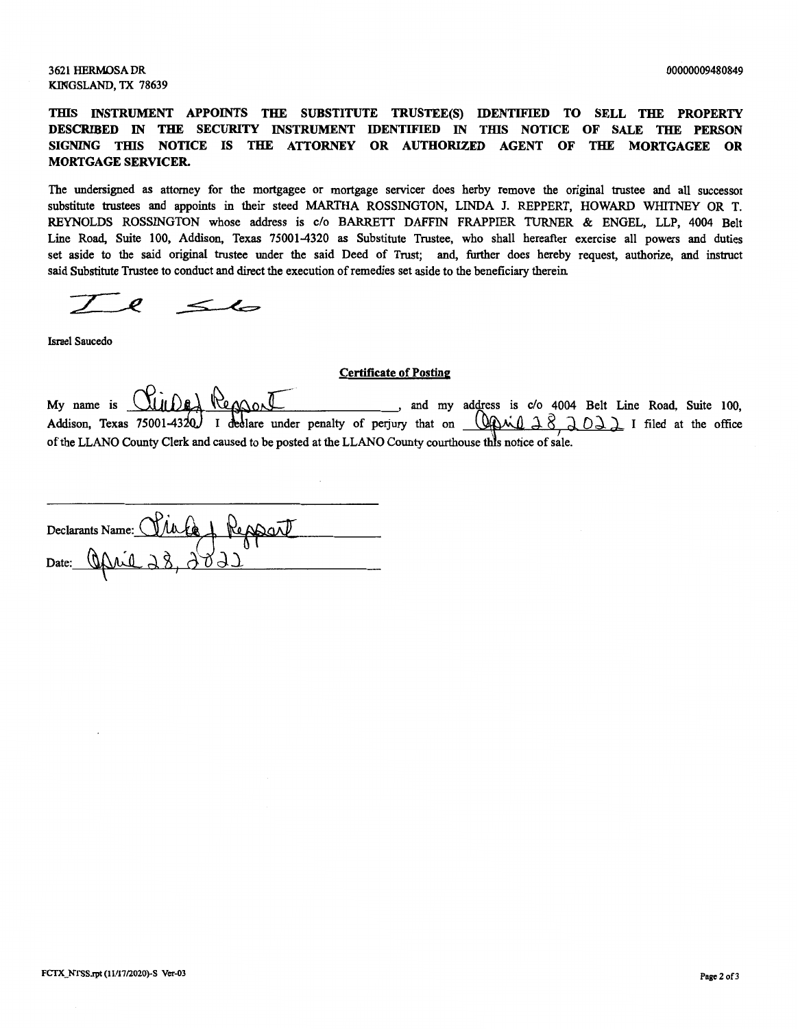3621 HERMOSA DR
KINGSLAND, TX 78639

00000009480849

**THIS INSTRUMENT APPOINTS THE SUBSTITUTE TRUSTEE(S) IDENTIFIED TO SELL THE PROPERTY DESCRIBED IN THE SECURITY INSTRUMENT IDENTIFIED IN THIS NOTICE OF SALE THE PERSON SIGNING THIS NOTICE IS THE ATTORNEY OR AUTHORIZED AGENT OF THE MORTGAGEE OR MORTGAGE SERVICER.**

The undersigned as attorney for the mortgagee or mortgage servicer does herby remove the original trustee and all successor substitute trustees and appoints in their steed MARTHA ROSSINGTON, LINDA J. REPPERT, HOWARD WHITNEY OR T. REYNOLDS ROSSINGTON whose address is c/o BARRETT DAFFIN FRAPPIER TURNER & ENGEL, LLP, 4004 Belt Line Road, Suite 100, Addison, Texas 75001-4320 as Substitute Trustee, who shall hereafter exercise all powers and duties set aside to the said original trustee under the said Deed of Trust; and, further does hereby request, authorize, and instruct said Substitute Trustee to conduct and direct the execution of remedies set aside to the beneficiary therein.

Israel Saucedo

**Certificate of Posting**

My name is Linda J Reppert, and my address is c/o 4004 Belt Line Road, Suite 100, Addison, Texas 75001-4320. I declare under penalty of perjury that on April 28, 2022 I filed at the office of the LLANO County Clerk and caused to be posted at the LLANO County courthouse this notice of sale.

Declarants Name: Linda J Reppert
Date: April 28, 2022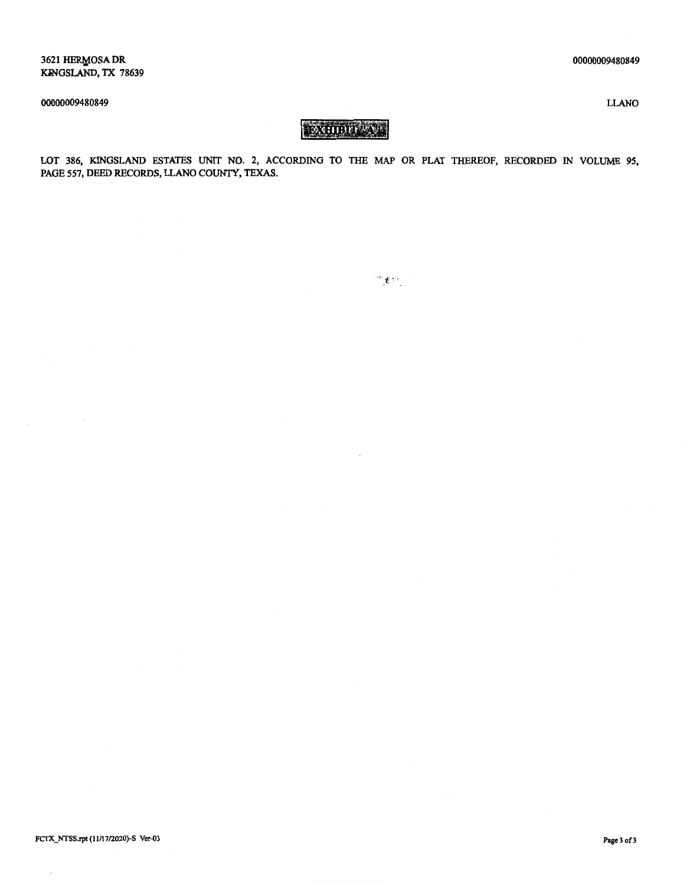3621 HERMOSA DR
KINGSLAND, TX 78639

00000009480849

00000009480849

LLANO

## EXHIBIT "A"

LOT 386, KINGSLAND ESTATES UNIT NO. 2, ACCORDING TO THE MAP OR PLAT THEREOF, RECORDED IN VOLUME 95, PAGE 557, DEED RECORDS, LLANO COUNTY, TEXAS.

FCTX_NTSS.rpt (11/17/2020)-S Ver-03